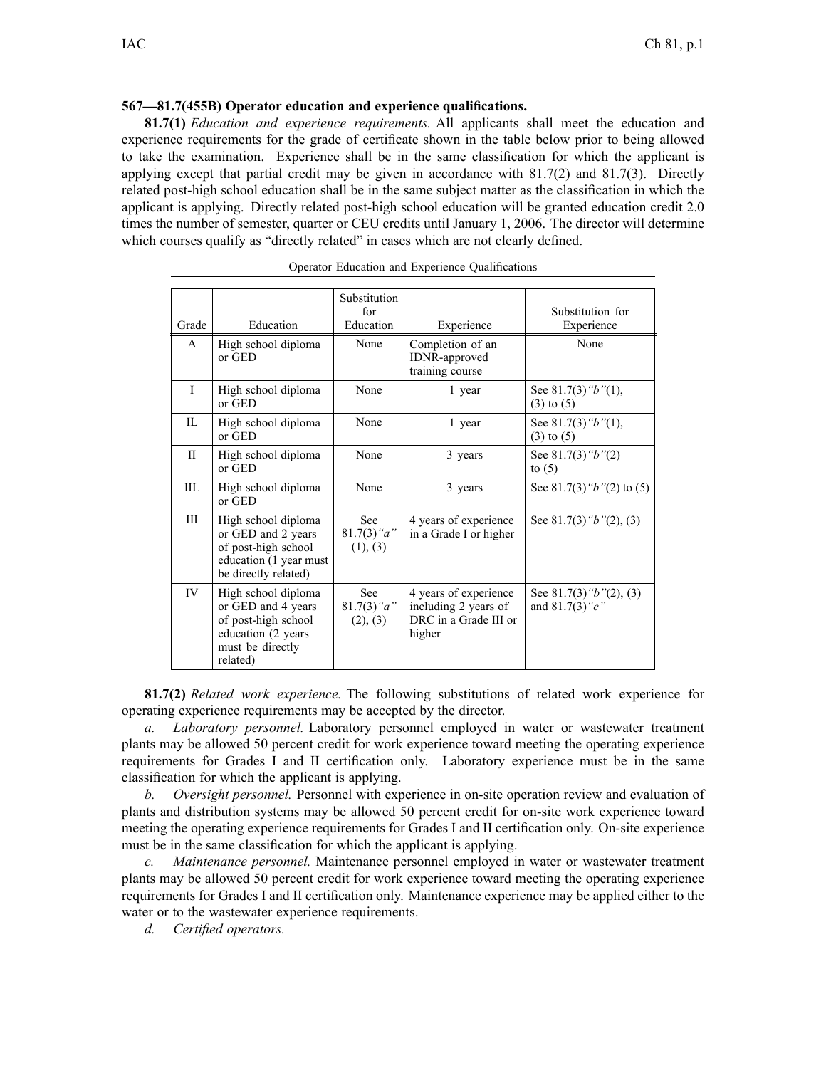**567—81.7(455B) Operator education and experience qualifications.**

**81.7(1)** *Education and experience requirements.* All applicants shall meet the education and experience requirements for the grade of certificate shown in the table below prior to being allowed to take the examination. Experience shall be in the same classification for which the applicant is applying except that partial credit may be given in accordance with 81.7(2) and 81.7(3). Directly related post-high school education shall be in the same subject matter as the classification in which the applicant is applying. Directly related post-high school education will be granted education credit 2.0 times the number of semester, quarter or CEU credits until January 1, 2006. The director will determine which courses qualify as "directly related" in cases which are not clearly defined.

Operator Education and Experience Qualifications

| Grade | Education | Substitution for Education | Experience | Substitution for Experience |
|---|---|---|---|---|
| A | High school diploma or GED | None | Completion of an IDNR-approved training course | None |
| I | High school diploma or GED | None | 1 year | See 81.7(3)*"b"*(1), (3) to (5) |
| IL | High school diploma or GED | None | 1 year | See 81.7(3)*"b"*(1), (3) to (5) |
| II | High school diploma or GED | None | 3 years | See 81.7(3)*"b"*(2) to (5) |
| IIL | High school diploma or GED | None | 3 years | See 81.7(3)*"b"*(2) to (5) |
| III | High school diploma or GED and 2 years of post-high school education (1 year must be directly related) | See 81.7(3)*"a"* (1), (3) | 4 years of experience in a Grade I or higher | See 81.7(3)*"b"*(2), (3) |
| IV | High school diploma or GED and 4 years of post-high school education (2 years must be directly related) | See 81.7(3)*"a"* (2), (3) | 4 years of experience including 2 years of DRC in a Grade III or higher | See 81.7(3)*"b"*(2), (3) and 81.7(3)*"c"* |

**81.7(2)** *Related work experience.* The following substitutions of related work experience for operating experience requirements may be accepted by the director.

*a. Laboratory personnel.* Laboratory personnel employed in water or wastewater treatment plants may be allowed 50 percent credit for work experience toward meeting the operating experience requirements for Grades I and II certification only. Laboratory experience must be in the same classification for which the applicant is applying.

*b. Oversight personnel.* Personnel with experience in on-site operation review and evaluation of plants and distribution systems may be allowed 50 percent credit for on-site work experience toward meeting the operating experience requirements for Grades I and II certification only. On-site experience must be in the same classification for which the applicant is applying.

*c. Maintenance personnel.* Maintenance personnel employed in water or wastewater treatment plants may be allowed 50 percent credit for work experience toward meeting the operating experience requirements for Grades I and II certification only. Maintenance experience may be applied either to the water or to the wastewater experience requirements.

*d. Certified operators.*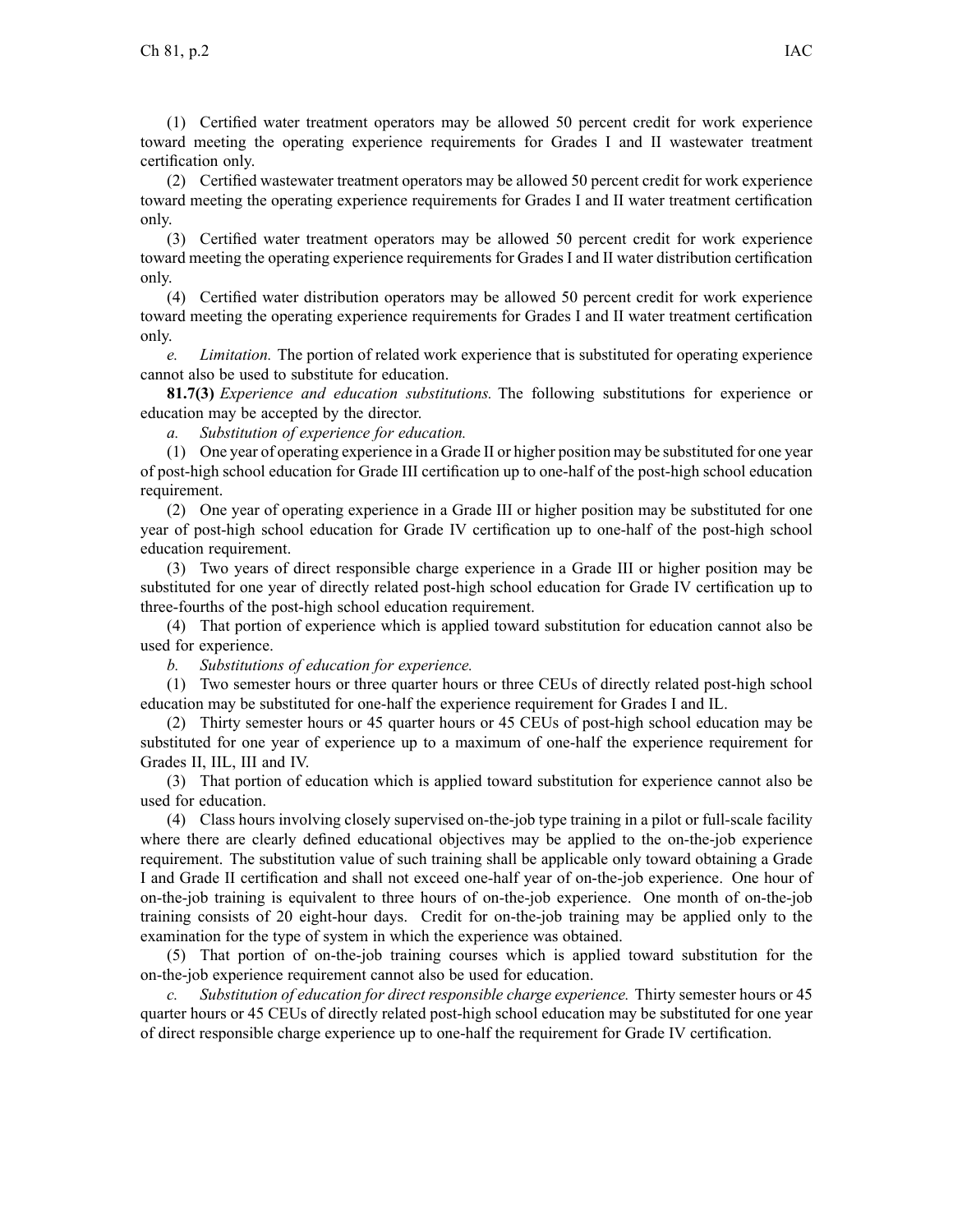(1) Certified water treatment operators may be allowed 50 percent credit for work experience toward meeting the operating experience requirements for Grades I and II wastewater treatment certification only.

(2) Certified wastewater treatment operators may be allowed 50 percent credit for work experience toward meeting the operating experience requirements for Grades I and II water treatment certification only.

(3) Certified water treatment operators may be allowed 50 percent credit for work experience toward meeting the operating experience requirements for Grades I and II water distribution certification only.

(4) Certified water distribution operators may be allowed 50 percent credit for work experience toward meeting the operating experience requirements for Grades I and II water treatment certification only.

*e. Limitation.* The portion of related work experience that is substituted for operating experience cannot also be used to substitute for education.

**81.7(3)** *Experience and education substitutions.* The following substitutions for experience or education may be accepted by the director.

*a. Substitution of experience for education.*

(1) One year of operating experience in a Grade II or higher position may be substituted for one year of post-high school education for Grade III certification up to one-half of the post-high school education requirement.

(2) One year of operating experience in a Grade III or higher position may be substituted for one year of post-high school education for Grade IV certification up to one-half of the post-high school education requirement.

(3) Two years of direct responsible charge experience in a Grade III or higher position may be substituted for one year of directly related post-high school education for Grade IV certification up to three-fourths of the post-high school education requirement.

(4) That portion of experience which is applied toward substitution for education cannot also be used for experience.

*b. Substitutions of education for experience.*

(1) Two semester hours or three quarter hours or three CEUs of directly related post-high school education may be substituted for one-half the experience requirement for Grades I and IL.

(2) Thirty semester hours or 45 quarter hours or 45 CEUs of post-high school education may be substituted for one year of experience up to a maximum of one-half the experience requirement for Grades II, IIL, III and IV.

(3) That portion of education which is applied toward substitution for experience cannot also be used for education.

(4) Class hours involving closely supervised on-the-job type training in a pilot or full-scale facility where there are clearly defined educational objectives may be applied to the on-the-job experience requirement. The substitution value of such training shall be applicable only toward obtaining a Grade I and Grade II certification and shall not exceed one-half year of on-the-job experience. One hour of on-the-job training is equivalent to three hours of on-the-job experience. One month of on-the-job training consists of 20 eight-hour days. Credit for on-the-job training may be applied only to the examination for the type of system in which the experience was obtained.

(5) That portion of on-the-job training courses which is applied toward substitution for the on-the-job experience requirement cannot also be used for education.

*c. Substitution of education for direct responsible charge experience.* Thirty semester hours or 45 quarter hours or 45 CEUs of directly related post-high school education may be substituted for one year of direct responsible charge experience up to one-half the requirement for Grade IV certification.